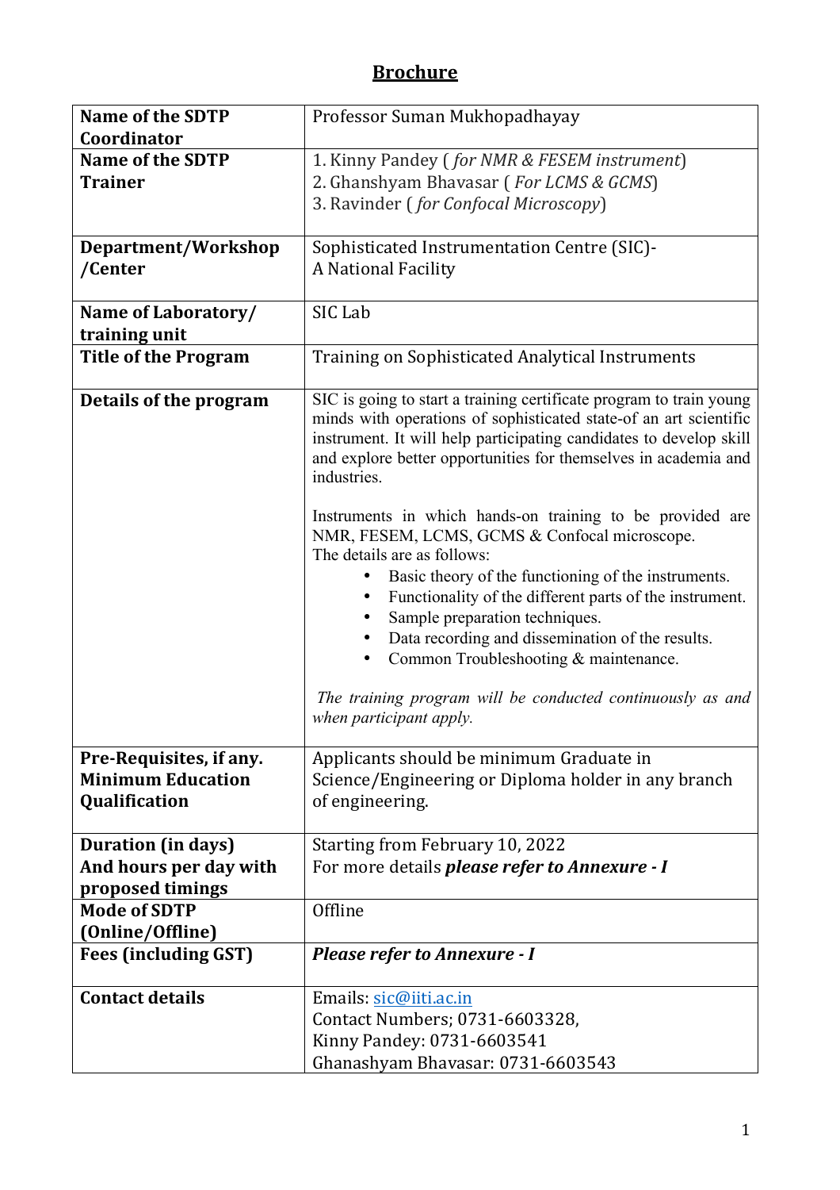# Brochure

| | |
|---|---|
| **Name of the SDTP Coordinator** | Professor Suman Mukhopadhayay |
| **Name of the SDTP Trainer** | 1. Kinny Pandey ( *for NMR & FESEM instrument*)<br>2. Ghanshyam Bhavasar ( *For LCMS & GCMS*)<br>3. Ravinder ( *for Confocal Microscopy*) |
| **Department/Workshop /Center** | Sophisticated Instrumentation Centre (SIC)- A National Facility |
| **Name of Laboratory/ training unit** | SIC Lab |
| **Title of the Program** | Training on Sophisticated Analytical Instruments |
| **Details of the program** | SIC is going to start a training certificate program to train young minds with operations of sophisticated state-of an art scientific instrument. It will help participating candidates to develop skill and explore better opportunities for themselves in academia and industries.<br><br>Instruments in which hands-on training to be provided are NMR, FESEM, LCMS, GCMS & Confocal microscope.<br>The details are as follows:<br>• Basic theory of the functioning of the instruments.<br>• Functionality of the different parts of the instrument.<br>• Sample preparation techniques.<br>• Data recording and dissemination of the results.<br>• Common Troubleshooting & maintenance.<br><br>*The training program will be conducted continuously as and when participant apply.* |
| **Pre-Requisites, if any. Minimum Education Qualification** | Applicants should be minimum Graduate in Science/Engineering or Diploma holder in any branch of engineering. |
| **Duration (in days) And hours per day with proposed timings** | Starting from February 10, 2022<br>For more details ***please refer to Annexure - I*** |
| **Mode of SDTP (Online/Offline)** | Offline |
| **Fees (including GST)** | ***Please refer to Annexure - I*** |
| **Contact details** | Emails: sic@iiti.ac.in<br>Contact Numbers; 0731-6603328,<br>Kinny Pandey: 0731-6603541<br>Ghanashyam Bhavasar: 0731-6603543 |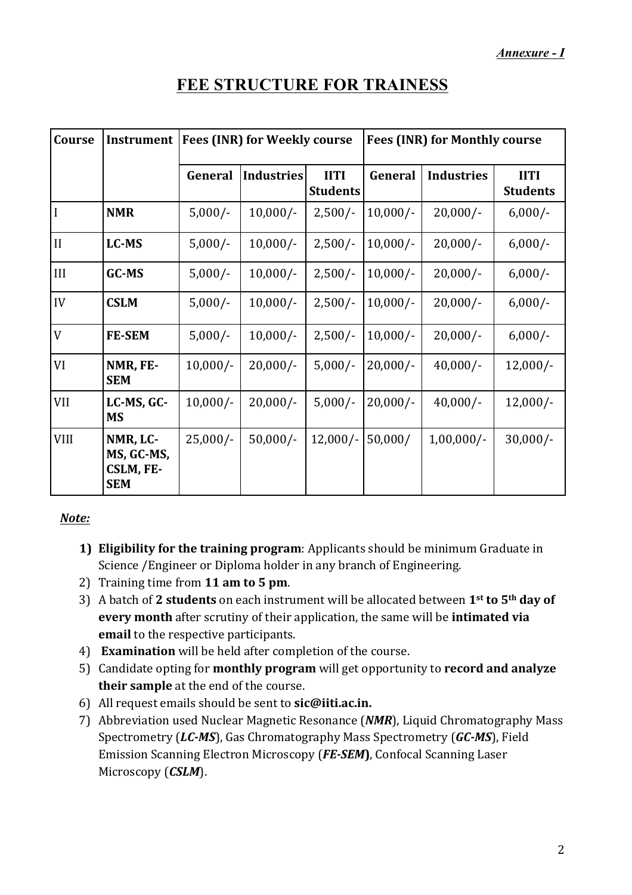*Annexure - I*

# FEE STRUCTURE FOR TRAINESS

| Course | Instrument | Fees (INR) for Weekly course | | | Fees (INR) for Monthly course | | |
|---|---|---|---|---|---|---|---|
| | | **General** | **Industries** | **IITI Students** | **General** | **Industries** | **IITI Students** |
| I | **NMR** | 5,000/- | 10,000/- | 2,500/- | 10,000/- | 20,000/- | 6,000/- |
| II | **LC-MS** | 5,000/- | 10,000/- | 2,500/- | 10,000/- | 20,000/- | 6,000/- |
| III | **GC-MS** | 5,000/- | 10,000/- | 2,500/- | 10,000/- | 20,000/- | 6,000/- |
| IV | **CSLM** | 5,000/- | 10,000/- | 2,500/- | 10,000/- | 20,000/- | 6,000/- |
| V | **FE-SEM** | 5,000/- | 10,000/- | 2,500/- | 10,000/- | 20,000/- | 6,000/- |
| VI | **NMR, FE-SEM** | 10,000/- | 20,000/- | 5,000/- | 20,000/- | 40,000/- | 12,000/- |
| VII | **LC-MS, GC-MS** | 10,000/- | 20,000/- | 5,000/- | 20,000/- | 40,000/- | 12,000/- |
| VIII | **NMR, LC-MS, GC-MS, CSLM, FE-SEM** | 25,000/- | 50,000/- | 12,000/- | 50,000/ | 1,00,000/- | 30,000/- |

***Note:***

1) **Eligibility for the training program**: Applicants should be minimum Graduate in Science /Engineer or Diploma holder in any branch of Engineering.
2) Training time from **11 am to 5 pm**.
3) A batch of **2 students** on each instrument will be allocated between **1st to 5th day of every month** after scrutiny of their application, the same will be **intimated via email** to the respective participants.
4) **Examination** will be held after completion of the course.
5) Candidate opting for **monthly program** will get opportunity to **record and analyze their sample** at the end of the course.
6) All request emails should be sent to **sic@iiti.ac.in.**
7) Abbreviation used Nuclear Magnetic Resonance (***NMR***), Liquid Chromatography Mass Spectrometry (***LC-MS***), Gas Chromatography Mass Spectrometry (***GC-MS***), Field Emission Scanning Electron Microscopy (***FE-SEM***), Confocal Scanning Laser Microscopy (***CSLM***).